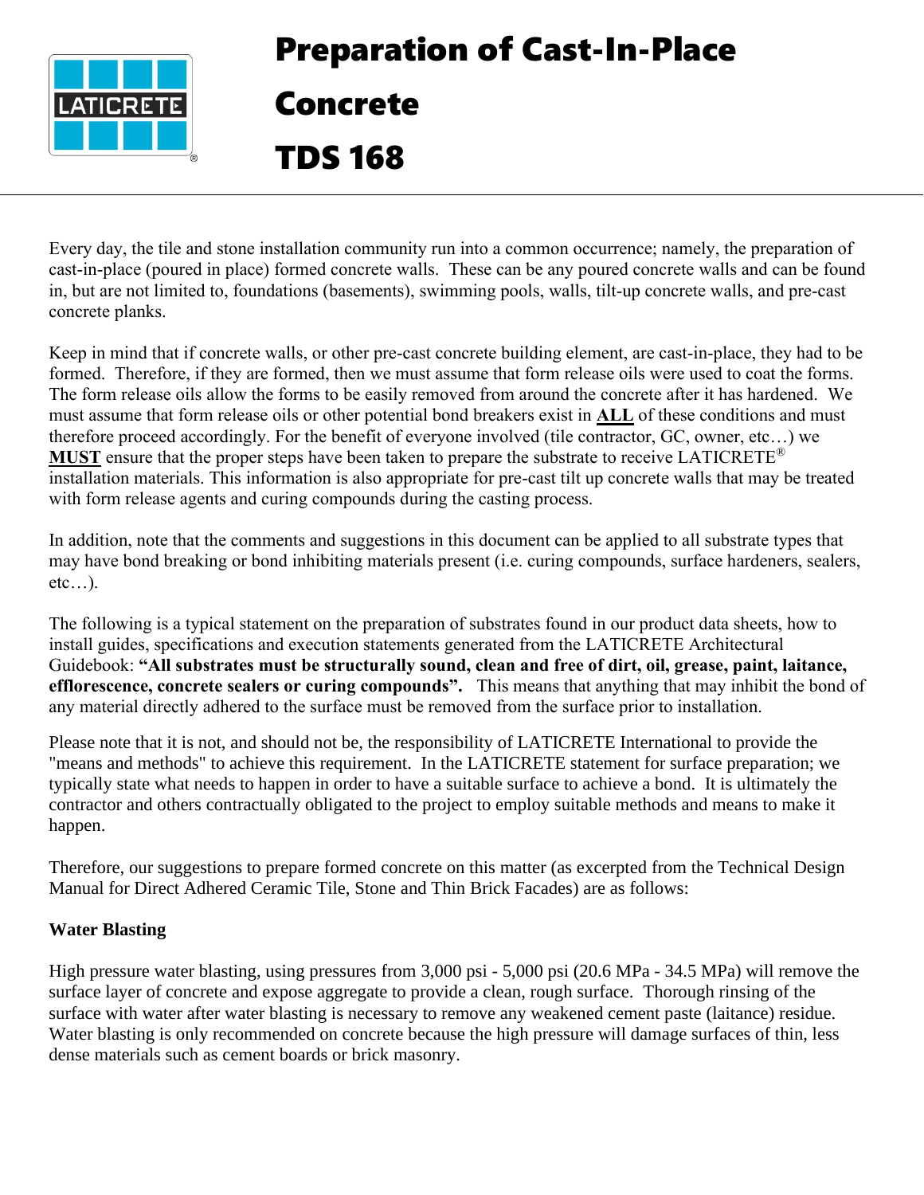# Preparation of Cast-In-Place Concrete TDS 168

Every day, the tile and stone installation community run into a common occurrence; namely, the preparation of cast-in-place (poured in place) formed concrete walls. These can be any poured concrete walls and can be found in, but are not limited to, foundations (basements), swimming pools, walls, tilt-up concrete walls, and pre-cast concrete planks.

Keep in mind that if concrete walls, or other pre-cast concrete building element, are cast-in-place, they had to be formed. Therefore, if they are formed, then we must assume that form release oils were used to coat the forms. The form release oils allow the forms to be easily removed from around the concrete after it has hardened. We must assume that form release oils or other potential bond breakers exist in **ALL** of these conditions and must therefore proceed accordingly. For the benefit of everyone involved (tile contractor, GC, owner, etc…) we **MUST** ensure that the proper steps have been taken to prepare the substrate to receive LATICRETE® installation materials. This information is also appropriate for pre-cast tilt up concrete walls that may be treated with form release agents and curing compounds during the casting process.

In addition, note that the comments and suggestions in this document can be applied to all substrate types that may have bond breaking or bond inhibiting materials present (i.e. curing compounds, surface hardeners, sealers, etc…).

The following is a typical statement on the preparation of substrates found in our product data sheets, how to install guides, specifications and execution statements generated from the LATICRETE Architectural Guidebook: **"All substrates must be structurally sound, clean and free of dirt, oil, grease, paint, laitance, efflorescence, concrete sealers or curing compounds".** This means that anything that may inhibit the bond of any material directly adhered to the surface must be removed from the surface prior to installation.

Please note that it is not, and should not be, the responsibility of LATICRETE International to provide the "means and methods" to achieve this requirement. In the LATICRETE statement for surface preparation; we typically state what needs to happen in order to have a suitable surface to achieve a bond. It is ultimately the contractor and others contractually obligated to the project to employ suitable methods and means to make it happen.

Therefore, our suggestions to prepare formed concrete on this matter (as excerpted from the Technical Design Manual for Direct Adhered Ceramic Tile, Stone and Thin Brick Facades) are as follows:

**Water Blasting**

High pressure water blasting, using pressures from 3,000 psi - 5,000 psi (20.6 MPa - 34.5 MPa) will remove the surface layer of concrete and expose aggregate to provide a clean, rough surface. Thorough rinsing of the surface with water after water blasting is necessary to remove any weakened cement paste (laitance) residue. Water blasting is only recommended on concrete because the high pressure will damage surfaces of thin, less dense materials such as cement boards or brick masonry.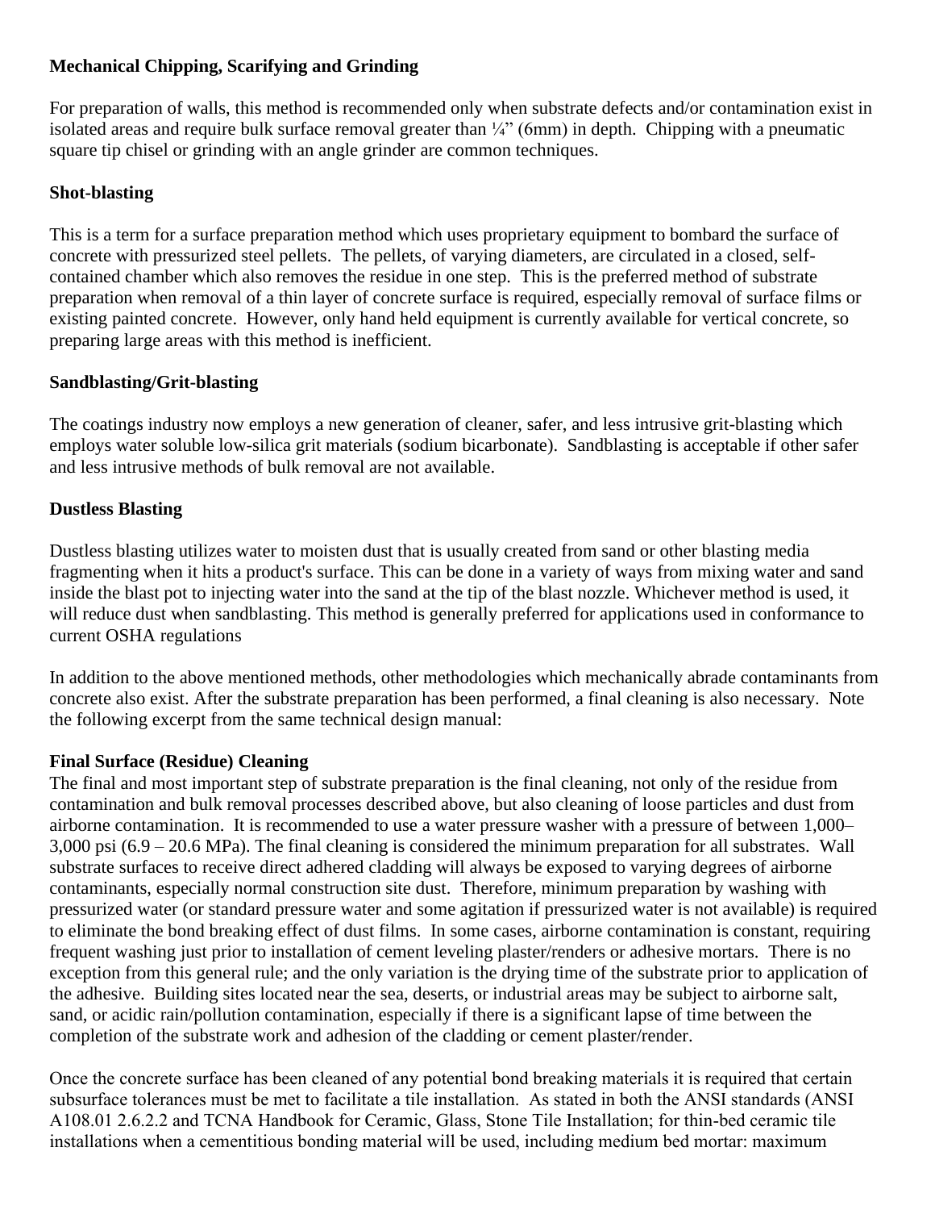**Mechanical Chipping, Scarifying and Grinding**

For preparation of walls, this method is recommended only when substrate defects and/or contamination exist in isolated areas and require bulk surface removal greater than ¼" (6mm) in depth. Chipping with a pneumatic square tip chisel or grinding with an angle grinder are common techniques.

**Shot-blasting**

This is a term for a surface preparation method which uses proprietary equipment to bombard the surface of concrete with pressurized steel pellets. The pellets, of varying diameters, are circulated in a closed, self-contained chamber which also removes the residue in one step. This is the preferred method of substrate preparation when removal of a thin layer of concrete surface is required, especially removal of surface films or existing painted concrete. However, only hand held equipment is currently available for vertical concrete, so preparing large areas with this method is inefficient.

**Sandblasting/Grit-blasting**

The coatings industry now employs a new generation of cleaner, safer, and less intrusive grit-blasting which employs water soluble low-silica grit materials (sodium bicarbonate). Sandblasting is acceptable if other safer and less intrusive methods of bulk removal are not available.

**Dustless Blasting**

Dustless blasting utilizes water to moisten dust that is usually created from sand or other blasting media fragmenting when it hits a product's surface. This can be done in a variety of ways from mixing water and sand inside the blast pot to injecting water into the sand at the tip of the blast nozzle. Whichever method is used, it will reduce dust when sandblasting. This method is generally preferred for applications used in conformance to current OSHA regulations

In addition to the above mentioned methods, other methodologies which mechanically abrade contaminants from concrete also exist. After the substrate preparation has been performed, a final cleaning is also necessary. Note the following excerpt from the same technical design manual:

**Final Surface (Residue) Cleaning**

The final and most important step of substrate preparation is the final cleaning, not only of the residue from contamination and bulk removal processes described above, but also cleaning of loose particles and dust from airborne contamination. It is recommended to use a water pressure washer with a pressure of between 1,000–3,000 psi (6.9 – 20.6 MPa). The final cleaning is considered the minimum preparation for all substrates. Wall substrate surfaces to receive direct adhered cladding will always be exposed to varying degrees of airborne contaminants, especially normal construction site dust. Therefore, minimum preparation by washing with pressurized water (or standard pressure water and some agitation if pressurized water is not available) is required to eliminate the bond breaking effect of dust films. In some cases, airborne contamination is constant, requiring frequent washing just prior to installation of cement leveling plaster/renders or adhesive mortars. There is no exception from this general rule; and the only variation is the drying time of the substrate prior to application of the adhesive. Building sites located near the sea, deserts, or industrial areas may be subject to airborne salt, sand, or acidic rain/pollution contamination, especially if there is a significant lapse of time between the completion of the substrate work and adhesion of the cladding or cement plaster/render.

Once the concrete surface has been cleaned of any potential bond breaking materials it is required that certain subsurface tolerances must be met to facilitate a tile installation. As stated in both the ANSI standards (ANSI A108.01 2.6.2.2 and TCNA Handbook for Ceramic, Glass, Stone Tile Installation; for thin-bed ceramic tile installations when a cementitious bonding material will be used, including medium bed mortar: maximum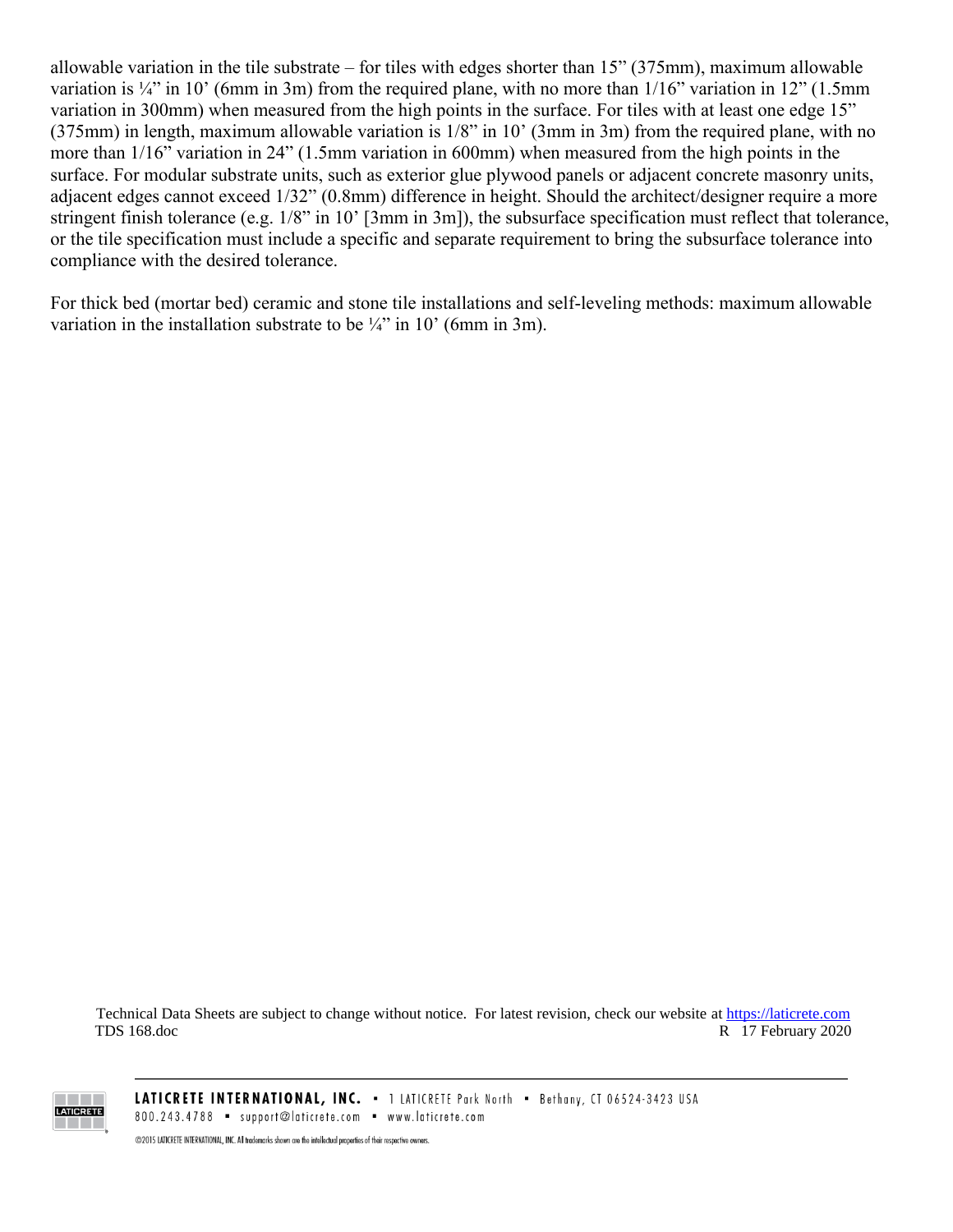allowable variation in the tile substrate – for tiles with edges shorter than 15" (375mm), maximum allowable variation is ¼" in 10' (6mm in 3m) from the required plane, with no more than 1/16" variation in 12" (1.5mm variation in 300mm) when measured from the high points in the surface. For tiles with at least one edge 15" (375mm) in length, maximum allowable variation is 1/8" in 10' (3mm in 3m) from the required plane, with no more than 1/16" variation in 24" (1.5mm variation in 600mm) when measured from the high points in the surface. For modular substrate units, such as exterior glue plywood panels or adjacent concrete masonry units, adjacent edges cannot exceed 1/32" (0.8mm) difference in height. Should the architect/designer require a more stringent finish tolerance (e.g. 1/8" in 10' [3mm in 3m]), the subsurface specification must reflect that tolerance, or the tile specification must include a specific and separate requirement to bring the subsurface tolerance into compliance with the desired tolerance.

For thick bed (mortar bed) ceramic and stone tile installations and self-leveling methods: maximum allowable variation in the installation substrate to be ¼" in 10' (6mm in 3m).

Technical Data Sheets are subject to change without notice. For latest revision, check our website at https://laticrete.com

TDS 168.doc R 17 February 2020

**LATICRETE INTERNATIONAL, INC.** ▪ 1 LATICRETE Park North ▪ Bethany, CT 06524-3423 USA
800.243.4788 ▪ support@laticrete.com ▪ www.laticrete.com

©2015 LATICRETE INTERNATIONAL, INC. All trademarks shown are the intellectual properties of their respective owners.